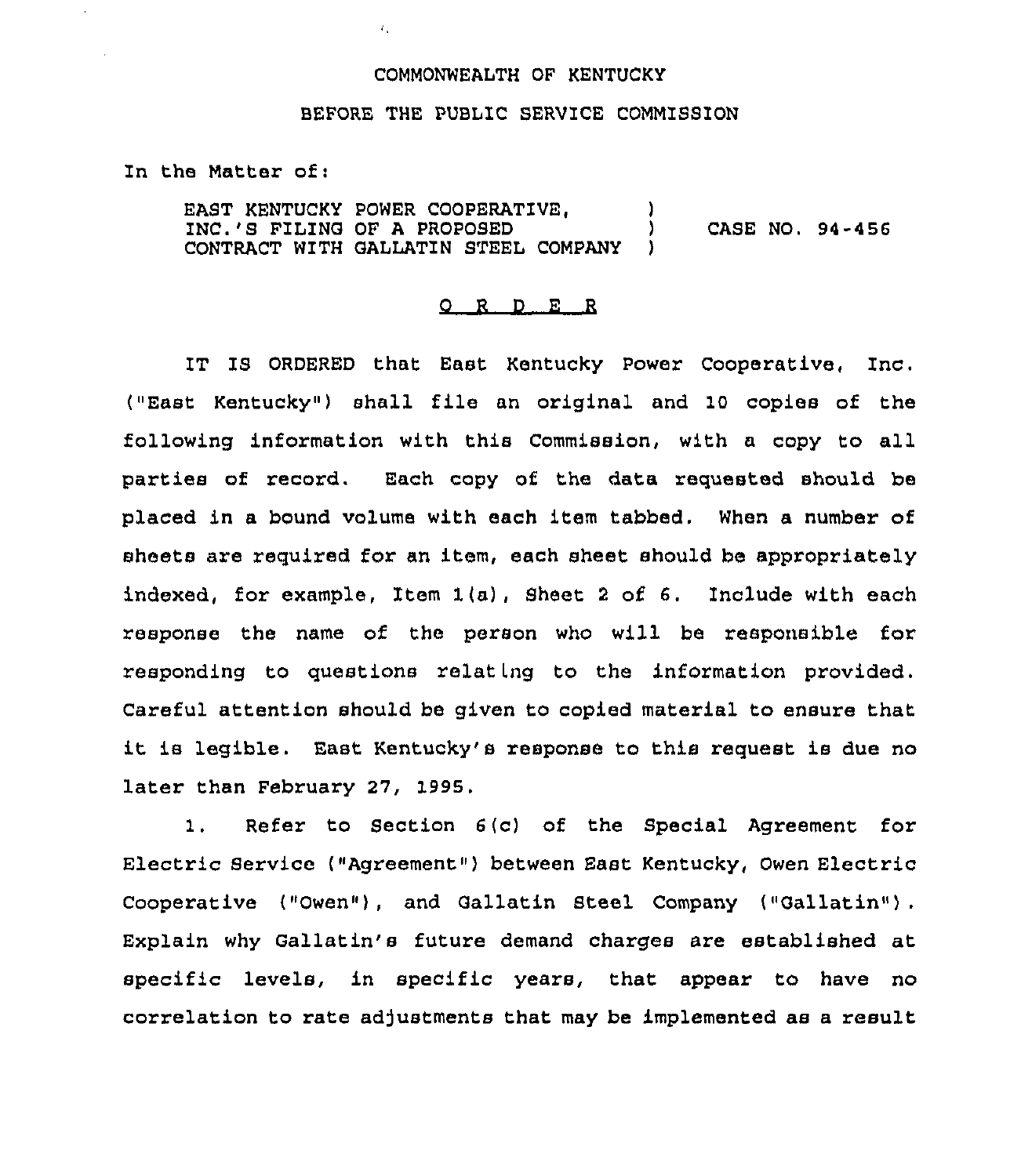COMMONWEALTH OF KENTUCKY

BEFORE THE PUBLIC SERVICE COMMISSION

In the Matter of:

| | | |
|---|---|---|
| EAST KENTUCKY POWER COOPERATIVE, INC.'S FILING OF A PROPOSED CONTRACT WITH GALLATIN STEEL COMPANY | ) ) ) | CASE NO. 94-456 |

O R D E R

IT IS ORDERED that East Kentucky Power Cooperative, Inc. ("East Kentucky") shall file an original and 10 copies of the following information with this Commission, with a copy to all parties of record. Each copy of the data requested should be placed in a bound volume with each item tabbed. When a number of sheets are required for an item, each sheet should be appropriately indexed, for example, Item 1(a), Sheet 2 of 6. Include with each response the name of the person who will be responsible for responding to questions relating to the information provided. Careful attention should be given to copied material to ensure that it is legible. East Kentucky's response to this request is due no later than February 27, 1995.

1. Refer to Section 6(c) of the Special Agreement for Electric Service ("Agreement") between East Kentucky, Owen Electric Cooperative ("Owen"), and Gallatin Steel Company ("Gallatin"). Explain why Gallatin's future demand charges are established at specific levels, in specific years, that appear to have no correlation to rate adjustments that may be implemented as a result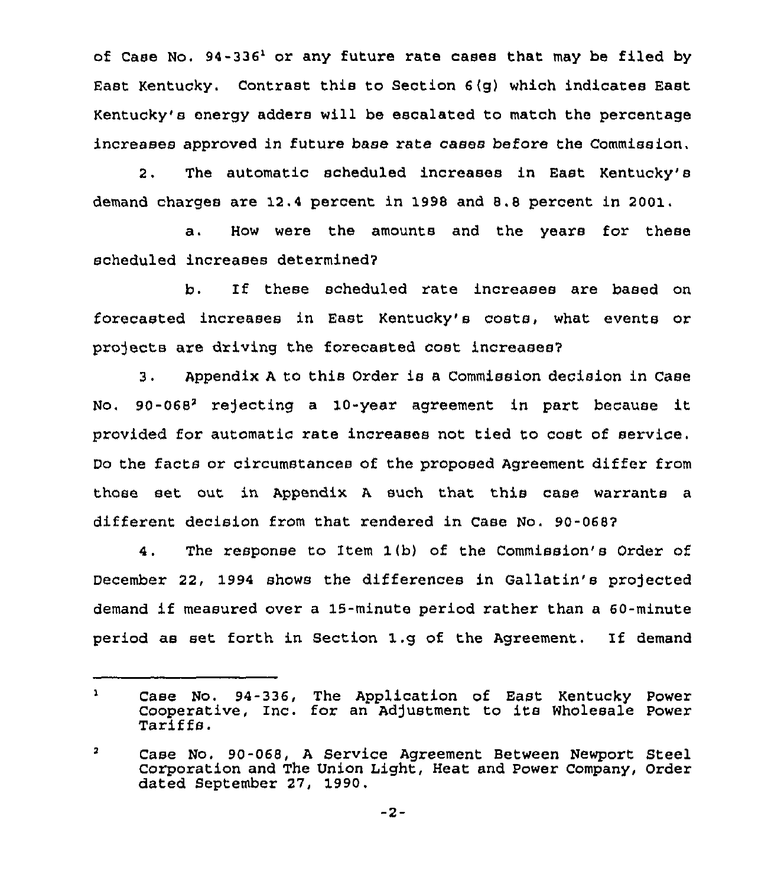of Case No. 94-336[1] or any future rate cases that may be filed by East Kentucky. Contrast this to Section 6(g) which indicates East Kentucky's energy adders will be escalated to match the percentage increases approved in future base rate cases before the Commission.

2. The automatic scheduled increases in East Kentucky's demand charges are 12.4 percent in 1998 and 8.8 percent in 2001.

a. How were the amounts and the years for these scheduled increases determined?

b. If these scheduled rate increases are based on forecasted increases in East Kentucky's costs, what events or projects are driving the forecasted cost increases?

3. Appendix A to this Order is a Commission decision in Case No. 90-068[2] rejecting a 10-year agreement in part because it provided for automatic rate increases not tied to cost of service. Do the facts or circumstances of the proposed Agreement differ from those set out in Appendix A such that this case warrants a different decision from that rendered in Case No. 90-068?

4. The response to Item 1(b) of the Commission's Order of December 22, 1994 shows the differences in Gallatin's projected demand if measured over a 15-minute period rather than a 60-minute period as set forth in Section 1.g of the Agreement. If demand

---

[1] Case No. 94-336, The Application of East Kentucky Power Cooperative, Inc. for an Adjustment to its Wholesale Power Tariffs.

[2] Case No. 90-068, A Service Agreement Between Newport Steel Corporation and The Union Light, Heat and Power Company, Order dated September 27, 1990.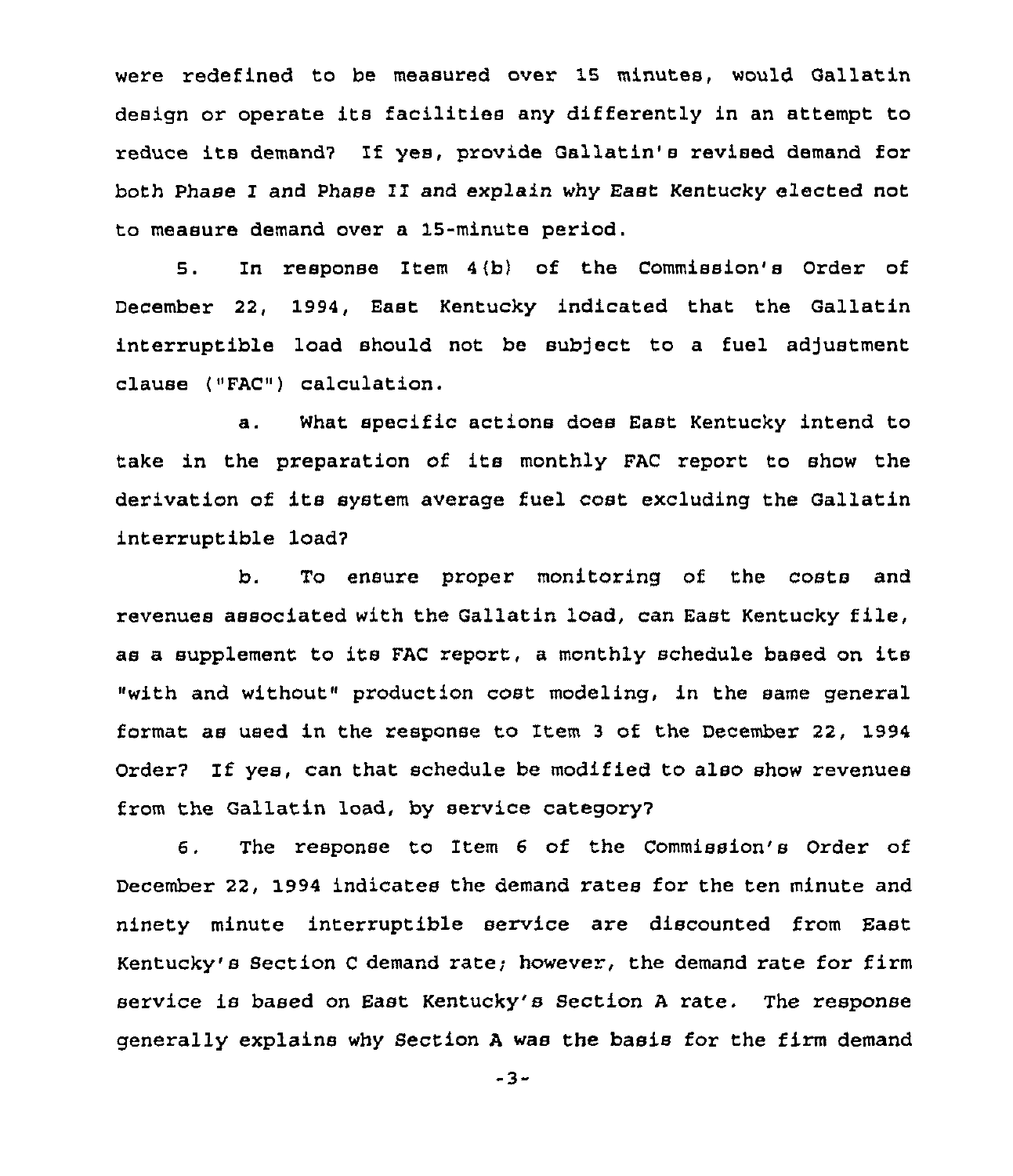were redefined to be measured over 15 minutes, would Gallatin design or operate its facilities any differently in an attempt to reduce its demand? If yes, provide Gallatin's revised demand for both Phase I and Phase II and explain why East Kentucky elected not to measure demand over a 15-minute period.

5. In response Item 4(b) of the Commission's Order of December 22, 1994, East Kentucky indicated that the Gallatin interruptible load should not be subject to a fuel adjustment clause ("FAC") calculation.

a. What specific actions does East Kentucky intend to take in the preparation of its monthly FAC report to show the derivation of its system average fuel cost excluding the Gallatin interruptible load?

b. To ensure proper monitoring of the costs and revenues associated with the Gallatin load, can East Kentucky file, as a supplement to its FAC report, a monthly schedule based on its "with and without" production cost modeling, in the same general format as used in the response to Item 3 of the December 22, 1994 Order? If yes, can that schedule be modified to also show revenues from the Gallatin load, by service category?

6. The response to Item 6 of the Commission's Order of December 22, 1994 indicates the demand rates for the ten minute and ninety minute interruptible service are discounted from East Kentucky's Section C demand rate; however, the demand rate for firm service is based on East Kentucky's Section A rate. The response generally explains why Section A was the basis for the firm demand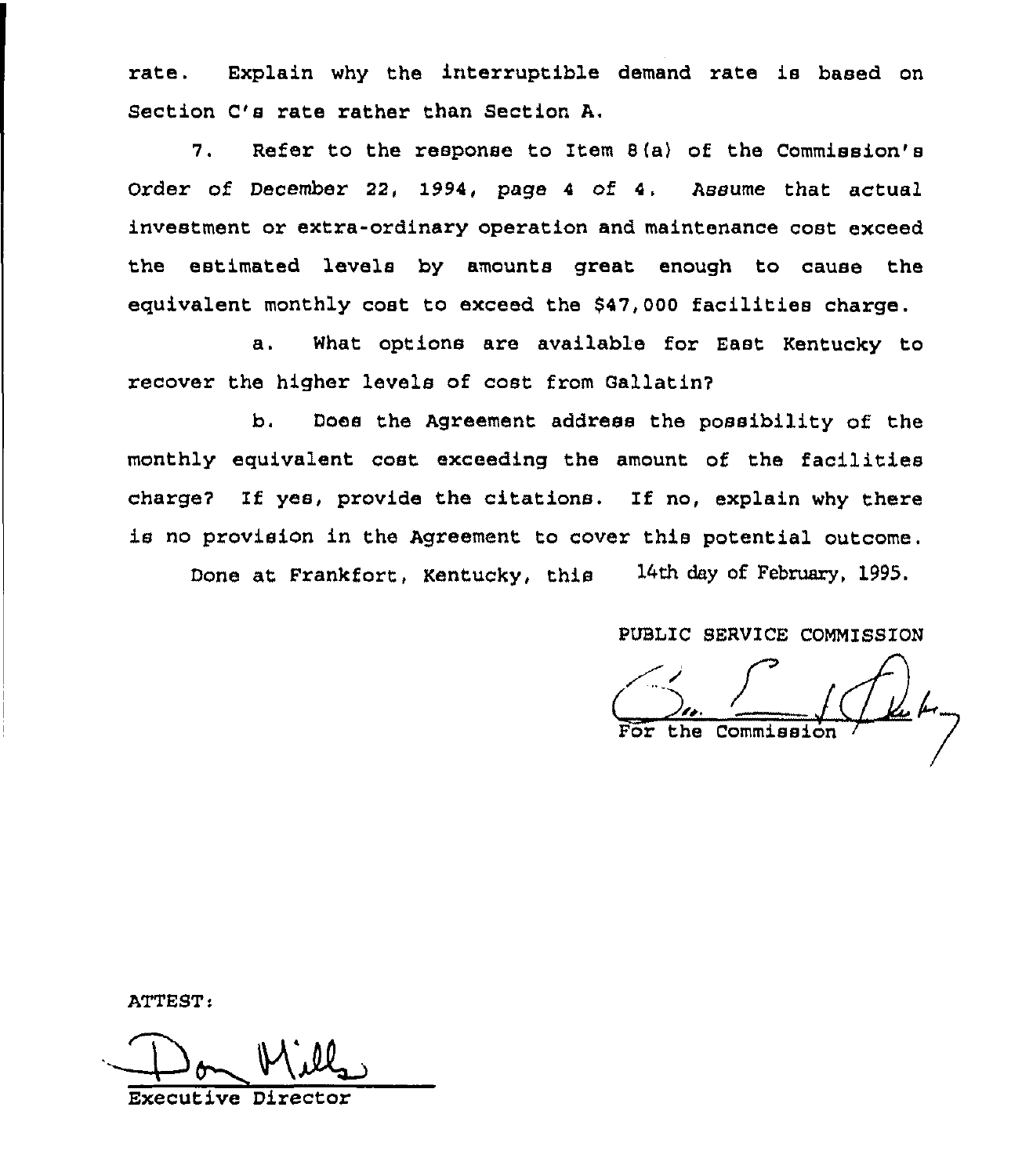rate. Explain why the interruptible demand rate is based on Section C's rate rather than Section A.

7. Refer to the response to Item 8(a) of the Commission's Order of December 22, 1994, *page 4 of 4*. Assume that actual investment or extra-ordinary operation and maintenance cost exceed the estimated levels by amounts great enough to cause the equivalent monthly cost to exceed the $47,000 facilities charge.

a. What options are available for East Kentucky to recover the higher levels of cost from Gallatin?

b. Does the Agreement address the possibility of the monthly equivalent cost exceeding the amount of the facilities charge? If yes, provide the citations. If no, explain why there is no provision in the Agreement to cover this potential outcome.

Done at Frankfort, Kentucky, this 14th day of February, 1995.

PUBLIC SERVICE COMMISSION

For the Commission

ATTEST:

Executive Director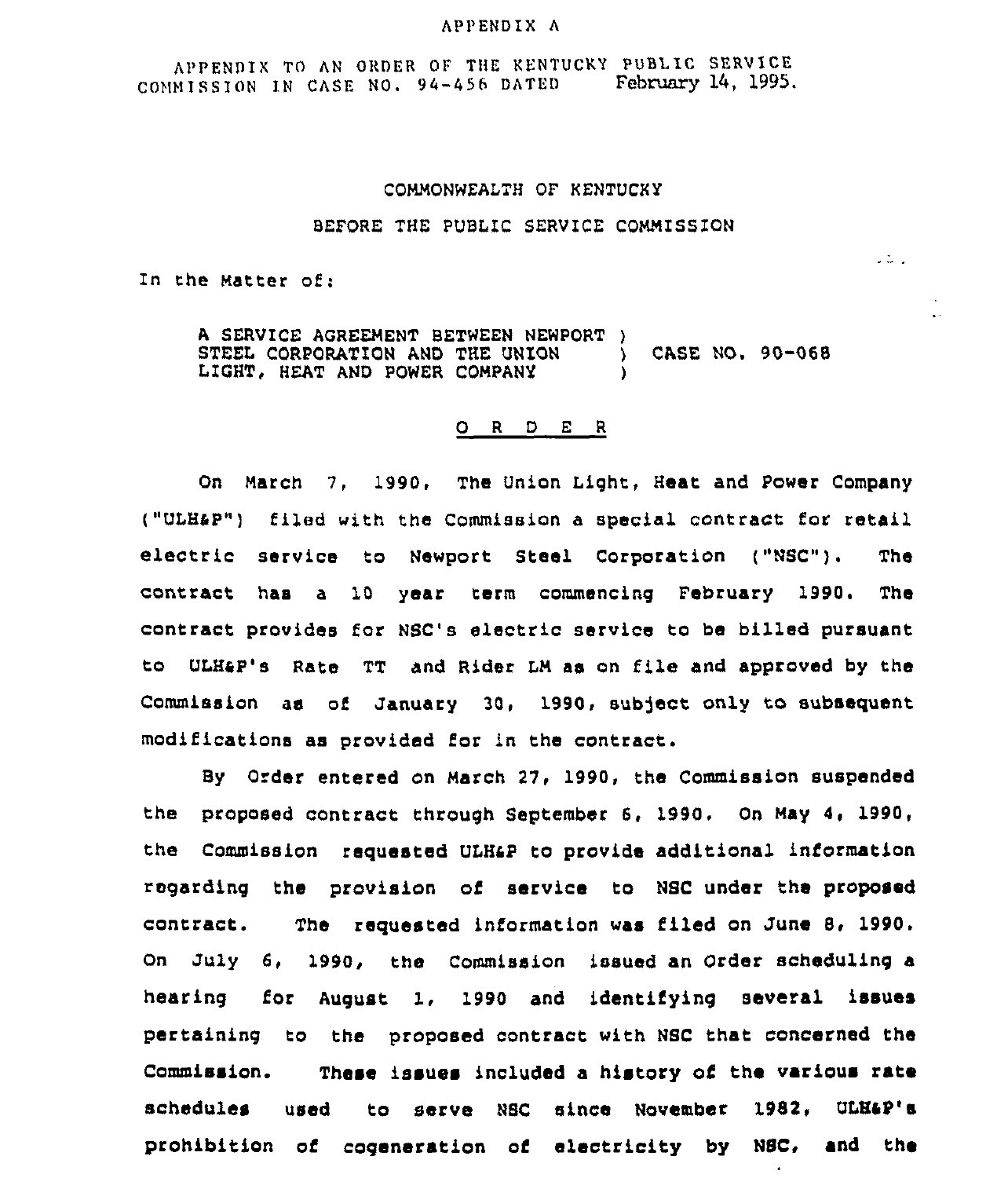APPENDIX A

APPENDIX TO AN ORDER OF THE KENTUCKY PUBLIC SERVICE COMMISSION IN CASE NO. 94-456 DATED February 14, 1995.

COMMONWEALTH OF KENTUCKY

BEFORE THE PUBLIC SERVICE COMMISSION

In the Matter of:

A SERVICE AGREEMENT BETWEEN NEWPORT STEEL CORPORATION AND THE UNION LIGHT, HEAT AND POWER COMPANY ) CASE NO. 90-068

O R D E R

On March 7, 1990, The Union Light, Heat and Power Company ("ULH&P") filed with the Commission a special contract for retail electric service to Newport Steel Corporation ("NSC"). The contract has a 10 year term commencing February 1990. The contract provides for NSC's electric service to be billed pursuant to ULH&P's Rate TT and Rider LM as on file and approved by the Commission as of January 30, 1990, subject only to subsequent modifications as provided for in the contract.

By Order entered on March 27, 1990, the Commission suspended the proposed contract through September 6, 1990. On May 4, 1990, the Commission requested ULH&P to provide additional information regarding the provision of service to NSC under the proposed contract. The requested information was filed on June 8, 1990. On July 6, 1990, the Commission issued an Order scheduling a hearing for August 1, 1990 and identifying several issues pertaining to the proposed contract with NSC that concerned the Commission. These issues included a history of the various rate schedules used to serve NSC since November 1982, ULH&P's prohibition of cogeneration of electricity by NSC, and the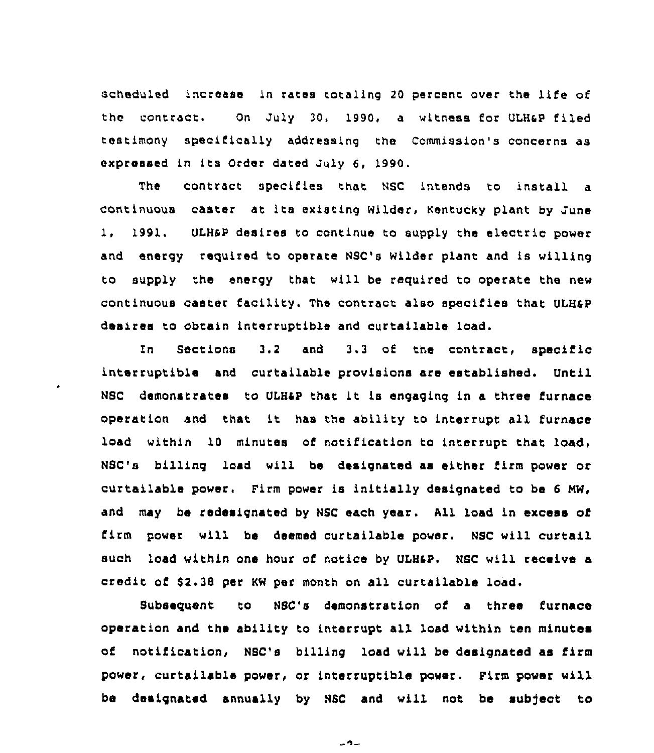scheduled increase in rates totaling 20 percent over the life of the contract. On July 30, 1990, a witness for ULH&P filed testimony specifically addressing the Commission's concerns as expressed in its Order dated July 6, 1990.

The contract specifies that NSC intends to install a continuous caster at its existing Wilder, Kentucky plant by June 1, 1991. ULH&P desires to continue to supply the electric power and energy required to operate NSC's Wilder plant and is willing to supply the energy that will be required to operate the new continuous caster facility. The contract also specifies that ULH&P desires to obtain interruptible and curtailable load.

In Sections 3.2 and 3.3 of the contract, specific interruptible and curtailable provisions are established. Until NSC demonstrates to ULH&P that it is engaging in a three furnace operation and that it has the ability to interrupt all furnace load within 10 minutes of notification to interrupt that load, NSC's billing load will be designated as either firm power or curtailable power. Firm power is initially designated to be 6 MW, and may be redesignated by NSC each year. All load in excess of firm power will be deemed curtailable power. NSC will curtail such load within one hour of notice by ULH&P. NSC will receive a credit of $2.38 per KW per month on all curtailable load.

Subsequent to NSC's demonstration of a three furnace operation and the ability to interrupt all load within ten minutes of notification, NSC's billing load will be designated as firm power, curtailable power, or interruptible power. Firm power will be designated annually by NSC and will not be subject to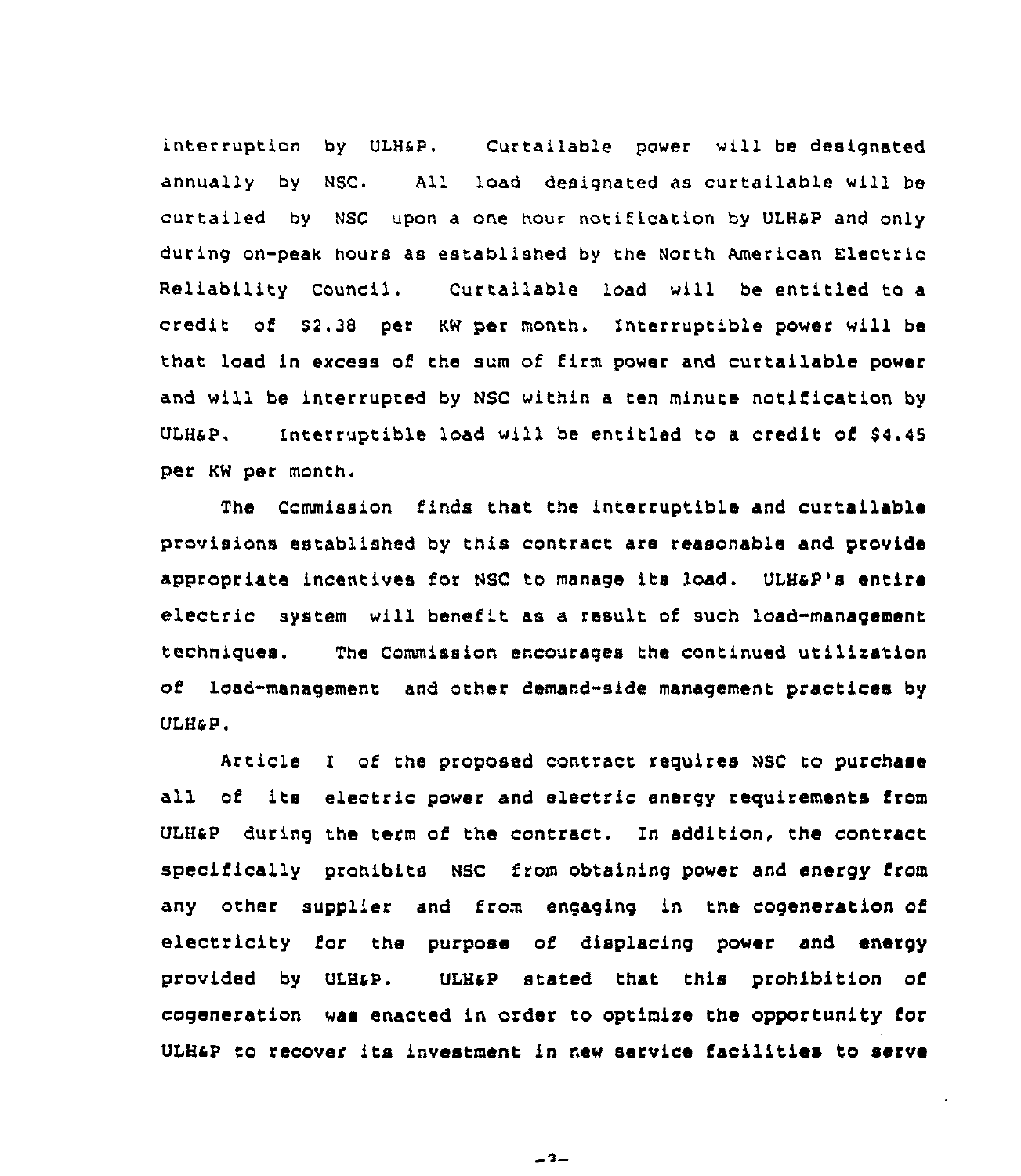interruption by ULH&P. Curtailable power will be designated annually by NSC. All load designated as curtailable will be curtailed by NSC upon a one hour notification by ULH&P and only during on-peak hours as established by the North American Electric Reliability Council. Curtailable load will be entitled to a credit of $2.38 per KW per month. Interruptible power will be that load in excess of the sum of firm power and curtailable power and will be interrupted by NSC within a ten minute notification by ULH&P. Interruptible load will be entitled to a credit of $4.45 per KW per month.

The Commission finds that the interruptible and curtailable provisions established by this contract are reasonable and provide appropriate incentives for NSC to manage its load. ULH&P's entire electric system will benefit as a result of such load-management techniques. The Commission encourages the continued utilization of load-management and other demand-side management practices by ULH&P.

Article I of the proposed contract requires NSC to purchase all of its electric power and electric energy requirements from ULH&P during the term of the contract. In addition, the contract specifically prohibits NSC from obtaining power and energy from any other supplier and from engaging in the cogeneration of electricity for the purpose of displacing power and energy provided by ULH&P. ULH&P stated that this prohibition of cogeneration was enacted in order to optimize the opportunity for ULH&P to recover its investment in new service facilities to serve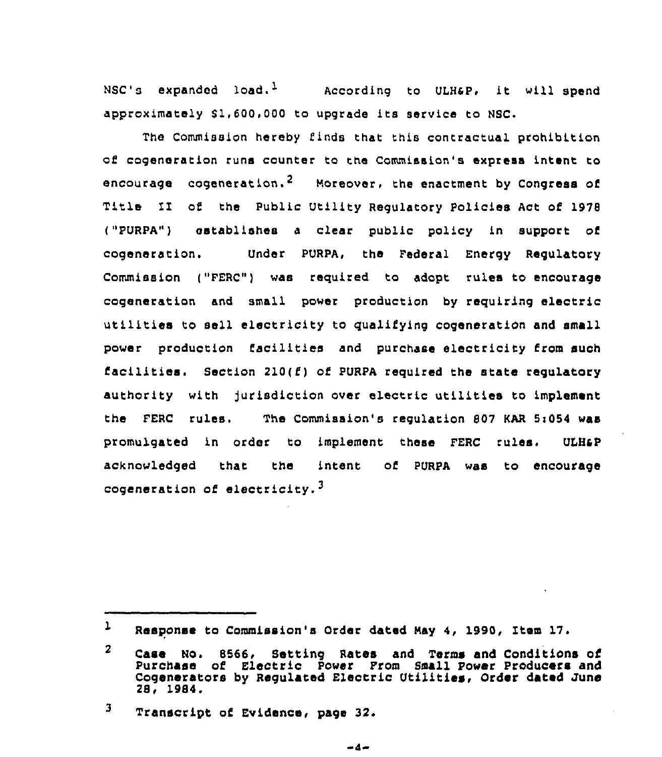NSC's expanded load.[1] According to ULH&P, it will spend approximately $1,600,000 to upgrade its service to NSC.

The Commission hereby finds that this contractual prohibition of cogeneration runs counter to the Commission's express intent to encourage cogeneration.[2] Moreover, the enactment by Congress of Title II of the Public Utility Regulatory Policies Act of 1978 ("PURPA") establishes a clear public policy in support of cogeneration. Under PURPA, the Federal Energy Regulatory Commission ("FERC") was required to adopt rules to encourage cogeneration and small power production by requiring electric utilities to sell electricity to qualifying cogeneration and small power production facilities and purchase electricity from such facilities. Section 210(f) of PURPA required the state regulatory authority with jurisdiction over electric utilities to implement the FERC rules. The Commission's regulation 807 KAR 5:054 was promulgated in order to implement these FERC rules. ULH&P acknowledged that the intent of PURPA was to encourage cogeneration of electricity.[3]

---

[1] Response to Commission's Order dated May 4, 1990, Item 17.

[2] Case No. 8566, Setting Rates and Terms and Conditions of Purchase of Electric Power From Small Power Producers and Cogenerators by Regulated Electric Utilities, Order dated June 28, 1984.

[3] Transcript of Evidence, page 32.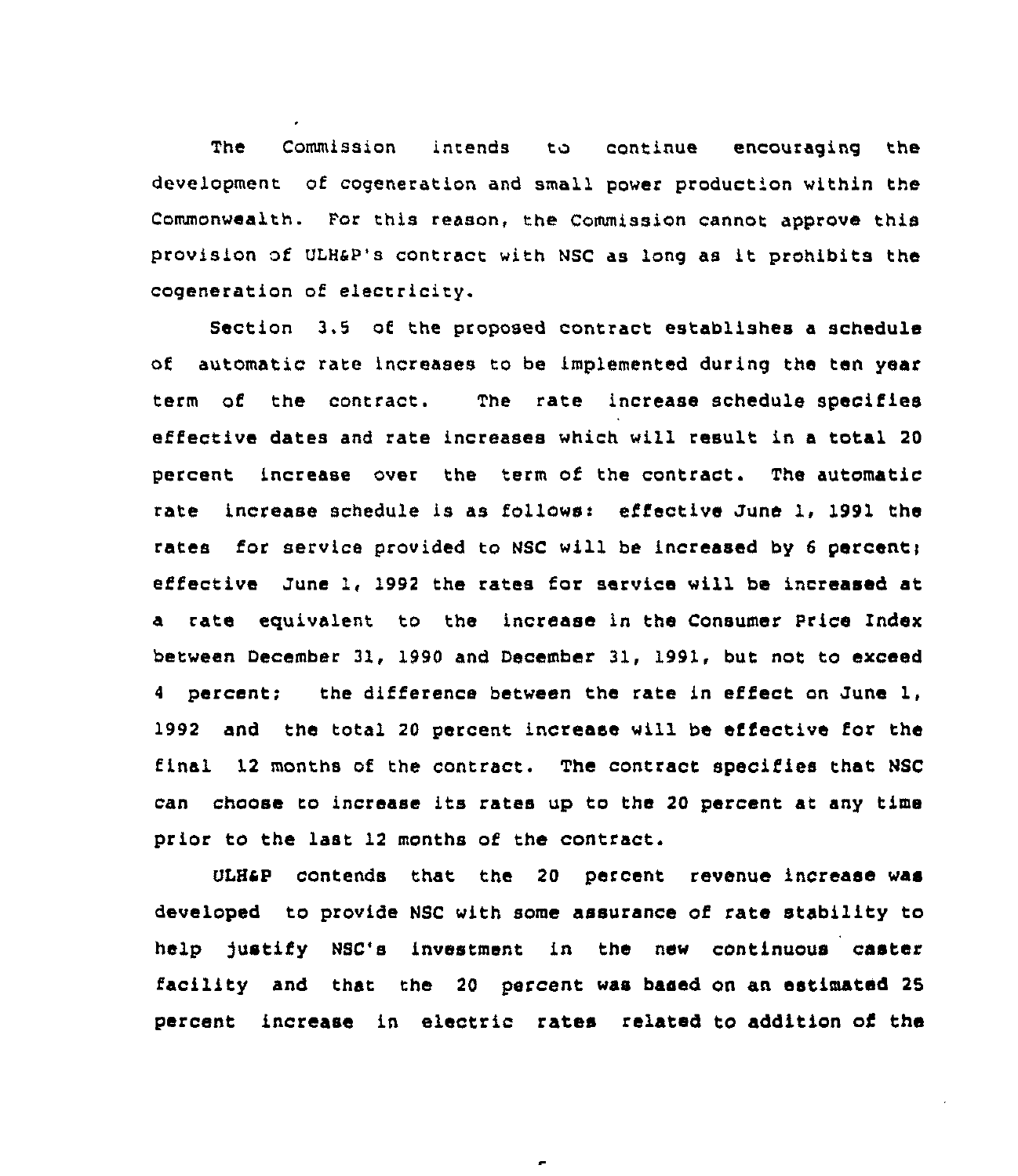The Commission intends to continue encouraging the development of cogeneration and small power production within the Commonwealth. For this reason, the Commission cannot approve this provision of ULH&P's contract with NSC as long as it prohibits the cogeneration of electricity.

Section 3.5 of the proposed contract establishes a schedule of automatic rate increases to be implemented during the ten year term of the contract. The rate increase schedule specifies effective dates and rate increases which will result in a total 20 percent increase over the term of the contract. The automatic rate increase schedule is as follows: effective June 1, 1991 the rates for service provided to NSC will be increased by 6 percent; effective June 1, 1992 the rates for service will be increased at a rate equivalent to the increase in the Consumer Price Index between December 31, 1990 and December 31, 1991, but not to exceed 4 percent; the difference between the rate in effect on June 1, 1992 and the total 20 percent increase will be effective for the final 12 months of the contract. The contract specifies that NSC can choose to increase its rates up to the 20 percent at any time prior to the last 12 months of the contract.

ULH&P contends that the 20 percent revenue increase was developed to provide NSC with some assurance of rate stability to help justify NSC's investment in the new continuous caster facility and that the 20 percent was based on an estimated 25 percent increase in electric rates related to addition of the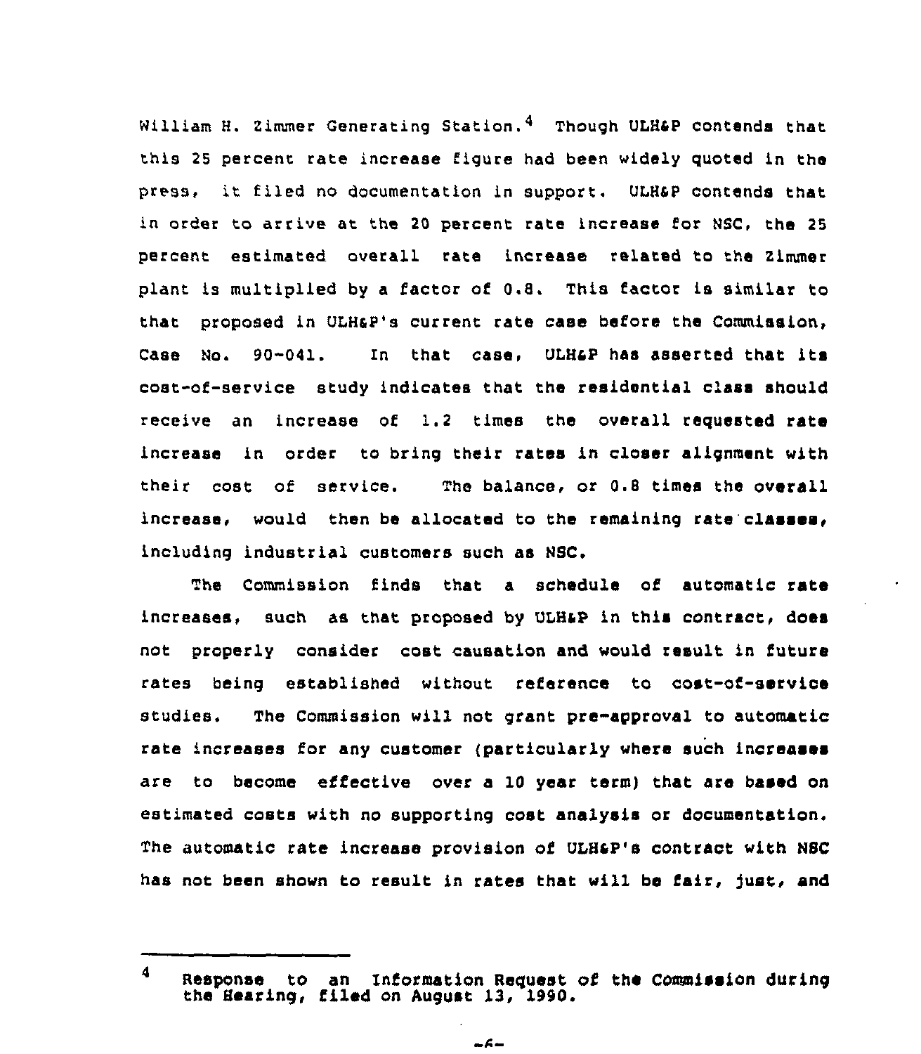William H. Zimmer Generating Station.[4] Though ULH&P contends that this 25 percent rate increase figure had been widely quoted in the press, it filed no documentation in support. ULH&P contends that in order to arrive at the 20 percent rate increase for NSC, the 25 percent estimated overall rate increase related to the Zimmer plant is multiplied by a factor of 0.8. This factor is similar to that proposed in ULH&P's current rate case before the Commission, Case No. 90-041. In that case, ULH&P has asserted that its cost-of-service study indicates that the residential class should receive an increase of 1.2 times the overall requested rate increase in order to bring their rates in closer alignment with their cost of service. The balance, or 0.8 times the overall increase, would then be allocated to the remaining rate classes, including industrial customers such as NSC.

The Commission finds that a schedule of automatic rate increases, such as that proposed by ULH&P in this contract, does not properly consider cost causation and would result in future rates being established without reference to cost-of-service studies. The Commission will not grant pre-approval to automatic rate increases for any customer (particularly where such increases are to become effective over a 10 year term) that are based on estimated costs with no supporting cost analysis or documentation. The automatic rate increase provision of ULH&P's contract with NSC has not been shown to result in rates that will be fair, just, and

[4] Response to an Information Request of the Commission during the Hearing, filed on August 13, 1990.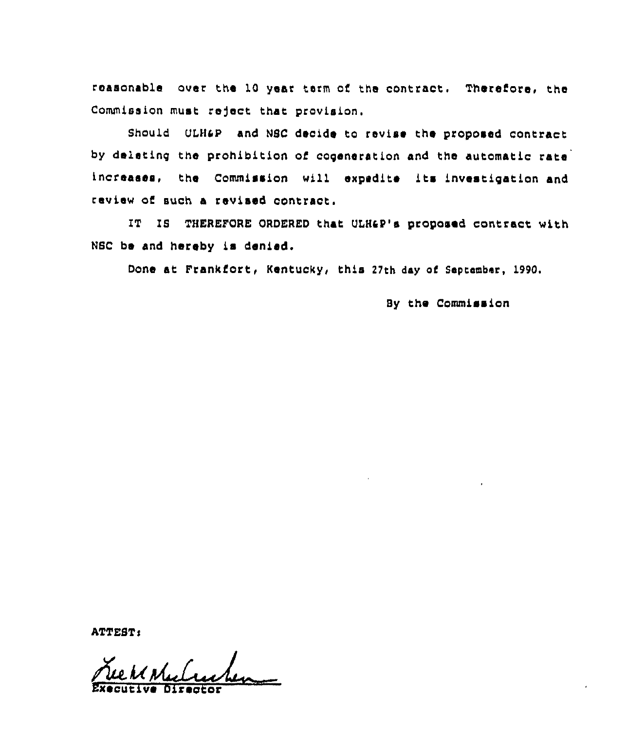reasonable over the 10 year term of the contract. Therefore, the Commission must reject that provision.

Should ULH&P and NSC decide to revise the proposed contract by deleting the prohibition of cogeneration and the automatic rate increases, the Commission will expedite its investigation and review of such a revised contract.

IT IS THEREFORE ORDERED that ULH&P's proposed contract with NSC be and hereby is denied.

Done at Frankfort, Kentucky, this 27th day of September, 1990.

By the Commission

ATTEST:

Executive Director